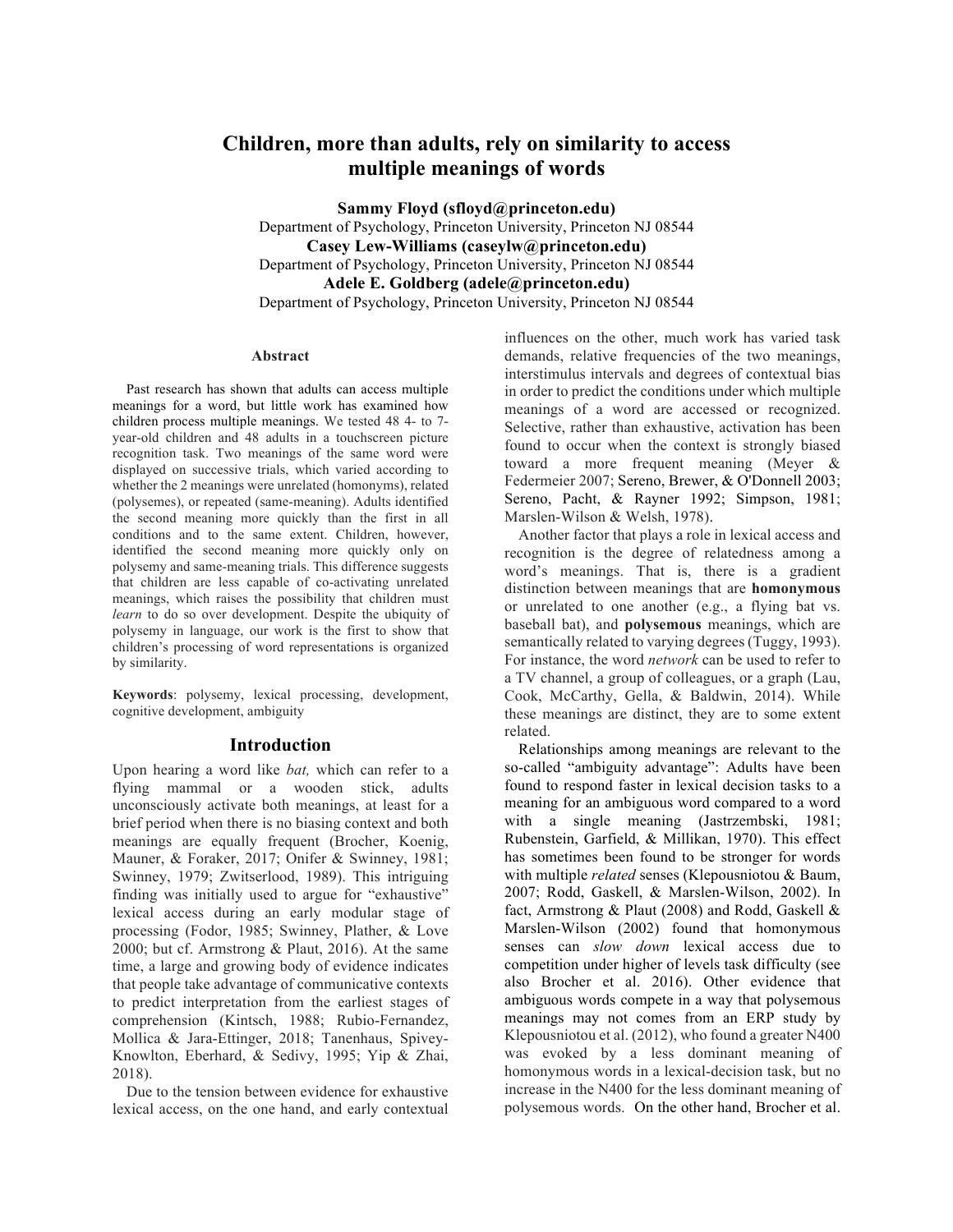# Children, more than adults, rely on similarity to access multiple meanings of words

**Sammy Floyd (sfloyd@princeton.edu)**
Department of Psychology, Princeton University, Princeton NJ 08544
**Casey Lew-Williams (caseylw@princeton.edu)**
Department of Psychology, Princeton University, Princeton NJ 08544
**Adele E. Goldberg (adele@princeton.edu)**
Department of Psychology, Princeton University, Princeton NJ 08544

## Abstract

Past research has shown that adults can access multiple meanings for a word, but little work has examined how children process multiple meanings. We tested 48 4- to 7-year-old children and 48 adults in a touchscreen picture recognition task. Two meanings of the same word were displayed on successive trials, which varied according to whether the 2 meanings were unrelated (homonyms), related (polysemes), or repeated (same-meaning). Adults identified the second meaning more quickly than the first in all conditions and to the same extent. Children, however, identified the second meaning more quickly only on polysemy and same-meaning trials. This difference suggests that children are less capable of co-activating unrelated meanings, which raises the possibility that children must *learn* to do so over development. Despite the ubiquity of polysemy in language, our work is the first to show that children's processing of word representations is organized by similarity.

**Keywords**: polysemy, lexical processing, development, cognitive development, ambiguity

## Introduction

Upon hearing a word like *bat,* which can refer to a flying mammal or a wooden stick, adults unconsciously activate both meanings, at least for a brief period when there is no biasing context and both meanings are equally frequent (Brocher, Koenig, Mauner, & Foraker, 2017; Onifer & Swinney, 1981; Swinney, 1979; Zwitserlood, 1989). This intriguing finding was initially used to argue for "exhaustive" lexical access during an early modular stage of processing (Fodor, 1985; Swinney, Plather, & Love 2000; but cf. Armstrong & Plaut, 2016). At the same time, a large and growing body of evidence indicates that people take advantage of communicative contexts to predict interpretation from the earliest stages of comprehension (Kintsch, 1988; Rubio-Fernandez, Mollica & Jara-Ettinger, 2018; Tanenhaus, Spivey-Knowlton, Eberhard, & Sedivy, 1995; Yip & Zhai, 2018).

Due to the tension between evidence for exhaustive lexical access, on the one hand, and early contextual influences on the other, much work has varied task demands, relative frequencies of the two meanings, interstimulus intervals and degrees of contextual bias in order to predict the conditions under which multiple meanings of a word are accessed or recognized. Selective, rather than exhaustive, activation has been found to occur when the context is strongly biased toward a more frequent meaning (Meyer & Federmeier 2007; Sereno, Brewer, & O'Donnell 2003; Sereno, Pacht, & Rayner 1992; Simpson, 1981; Marslen-Wilson & Welsh, 1978).

Another factor that plays a role in lexical access and recognition is the degree of relatedness among a word's meanings. That is, there is a gradient distinction between meanings that are **homonymous** or unrelated to one another (e.g., a flying bat vs. baseball bat), and **polysemous** meanings, which are semantically related to varying degrees (Tuggy, 1993). For instance, the word *network* can be used to refer to a TV channel, a group of colleagues, or a graph (Lau, Cook, McCarthy, Gella, & Baldwin, 2014). While these meanings are distinct, they are to some extent related.

Relationships among meanings are relevant to the so-called "ambiguity advantage": Adults have been found to respond faster in lexical decision tasks to a meaning for an ambiguous word compared to a word with a single meaning (Jastrzembski, 1981; Rubenstein, Garfield, & Millikan, 1970). This effect has sometimes been found to be stronger for words with multiple *related* senses (Klepousniotou & Baum, 2007; Rodd, Gaskell, & Marslen-Wilson, 2002). In fact, Armstrong & Plaut (2008) and Rodd, Gaskell & Marslen-Wilson (2002) found that homonymous senses can *slow down* lexical access due to competition under higher of levels task difficulty (see also Brocher et al. 2016). Other evidence that ambiguous words compete in a way that polysemous meanings may not comes from an ERP study by Klepousniotou et al. (2012), who found a greater N400 was evoked by a less dominant meaning of homonymous words in a lexical-decision task, but no increase in the N400 for the less dominant meaning of polysemous words. On the other hand, Brocher et al.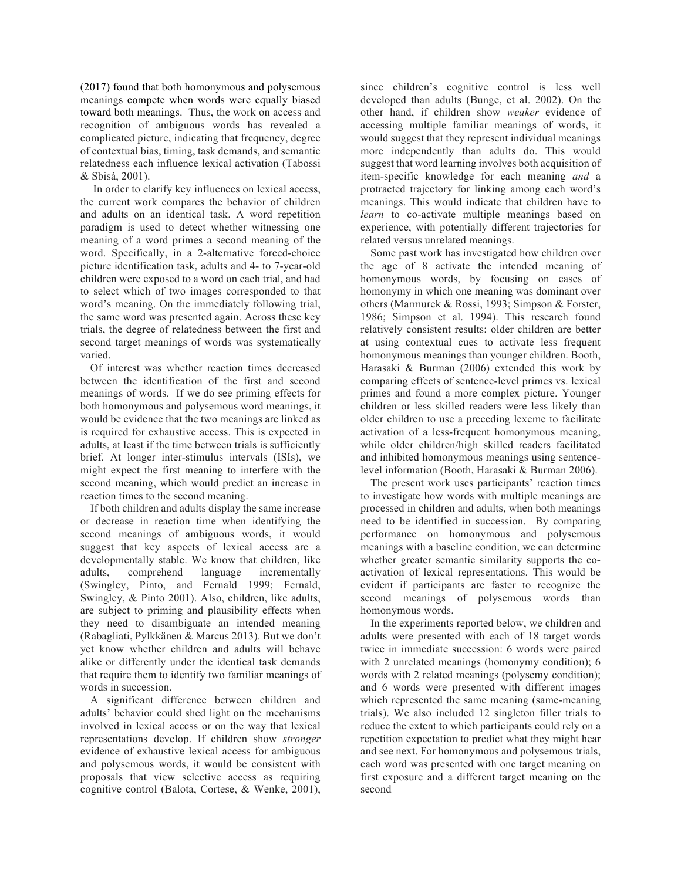(2017) found that both homonymous and polysemous meanings compete when words were equally biased toward both meanings. Thus, the work on access and recognition of ambiguous words has revealed a complicated picture, indicating that frequency, degree of contextual bias, timing, task demands, and semantic relatedness each influence lexical activation (Tabossi & Sbisá, 2001).

In order to clarify key influences on lexical access, the current work compares the behavior of children and adults on an identical task. A word repetition paradigm is used to detect whether witnessing one meaning of a word primes a second meaning of the word. Specifically, in a 2-alternative forced-choice picture identification task, adults and 4- to 7-year-old children were exposed to a word on each trial, and had to select which of two images corresponded to that word's meaning. On the immediately following trial, the same word was presented again. Across these key trials, the degree of relatedness between the first and second target meanings of words was systematically varied.

Of interest was whether reaction times decreased between the identification of the first and second meanings of words. If we do see priming effects for both homonymous and polysemous word meanings, it would be evidence that the two meanings are linked as is required for exhaustive access. This is expected in adults, at least if the time between trials is sufficiently brief. At longer inter-stimulus intervals (ISIs), we might expect the first meaning to interfere with the second meaning, which would predict an increase in reaction times to the second meaning.

If both children and adults display the same increase or decrease in reaction time when identifying the second meanings of ambiguous words, it would suggest that key aspects of lexical access are a developmentally stable. We know that children, like adults, comprehend language incrementally (Swingley, Pinto, and Fernald 1999; Fernald, Swingley, & Pinto 2001). Also, children, like adults, are subject to priming and plausibility effects when they need to disambiguate an intended meaning (Rabagliati, Pylkkänen & Marcus 2013). But we don't yet know whether children and adults will behave alike or differently under the identical task demands that require them to identify two familiar meanings of words in succession.

A significant difference between children and adults' behavior could shed light on the mechanisms involved in lexical access or on the way that lexical representations develop. If children show *stronger* evidence of exhaustive lexical access for ambiguous and polysemous words, it would be consistent with proposals that view selective access as requiring cognitive control (Balota, Cortese, & Wenke, 2001), since children's cognitive control is less well developed than adults (Bunge, et al. 2002). On the other hand, if children show *weaker* evidence of accessing multiple familiar meanings of words, it would suggest that they represent individual meanings more independently than adults do. This would suggest that word learning involves both acquisition of item-specific knowledge for each meaning *and* a protracted trajectory for linking among each word's meanings. This would indicate that children have to *learn* to co-activate multiple meanings based on experience, with potentially different trajectories for related versus unrelated meanings.

Some past work has investigated how children over the age of 8 activate the intended meaning of homonymous words, by focusing on cases of homonymy in which one meaning was dominant over others (Marmurek & Rossi, 1993; Simpson & Forster, 1986; Simpson et al. 1994). This research found relatively consistent results: older children are better at using contextual cues to activate less frequent homonymous meanings than younger children. Booth, Harasaki & Burman (2006) extended this work by comparing effects of sentence-level primes vs. lexical primes and found a more complex picture. Younger children or less skilled readers were less likely than older children to use a preceding lexeme to facilitate activation of a less-frequent homonymous meaning, while older children/high skilled readers facilitated and inhibited homonymous meanings using sentence-level information (Booth, Harasaki & Burman 2006).

The present work uses participants' reaction times to investigate how words with multiple meanings are processed in children and adults, when both meanings need to be identified in succession. By comparing performance on homonymous and polysemous meanings with a baseline condition, we can determine whether greater semantic similarity supports the co-activation of lexical representations. This would be evident if participants are faster to recognize the second meanings of polysemous words than homonymous words.

In the experiments reported below, we children and adults were presented with each of 18 target words twice in immediate succession: 6 words were paired with 2 unrelated meanings (homonymy condition); 6 words with 2 related meanings (polysemy condition); and 6 words were presented with different images which represented the same meaning (same-meaning trials). We also included 12 singleton filler trials to reduce the extent to which participants could rely on a repetition expectation to predict what they might hear and see next. For homonymous and polysemous trials, each word was presented with one target meaning on first exposure and a different target meaning on the second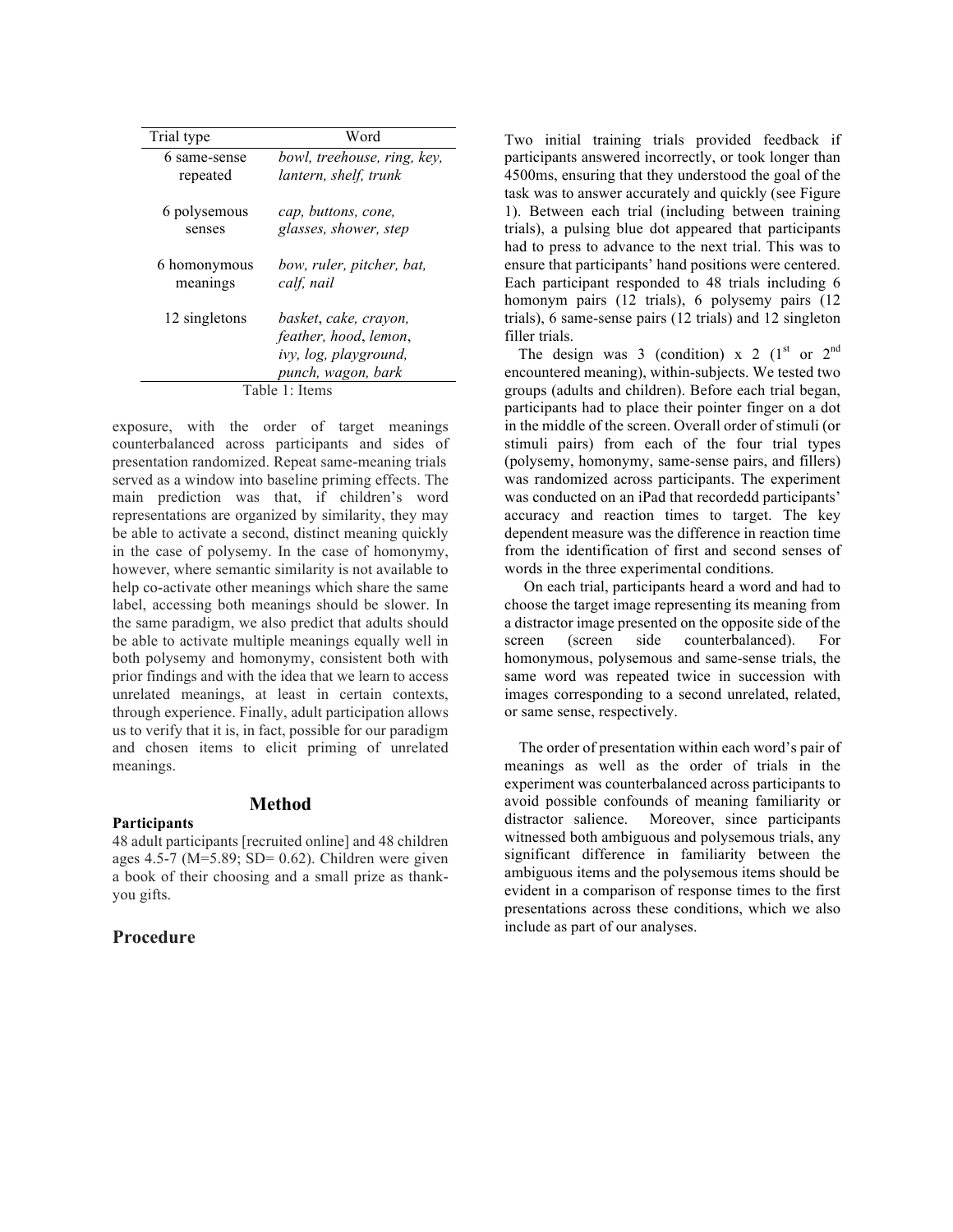| Trial type | Word |
|---|---|
| 6 same-sense repeated | *bowl, treehouse, ring, key, lantern, shelf, trunk* |
| 6 polysemous senses | *cap, buttons, cone, glasses, shower, step* |
| 6 homonymous meanings | *bow, ruler, pitcher, bat, calf, nail* |
| 12 singletons | *basket, cake, crayon, feather, hood, lemon, ivy, log, playground, punch, wagon, bark* |

Table 1: Items

exposure, with the order of target meanings counterbalanced across participants and sides of presentation randomized. Repeat same-meaning trials served as a window into baseline priming effects. The main prediction was that, if children's word representations are organized by similarity, they may be able to activate a second, distinct meaning quickly in the case of polysemy. In the case of homonymy, however, where semantic similarity is not available to help co-activate other meanings which share the same label, accessing both meanings should be slower. In the same paradigm, we also predict that adults should be able to activate multiple meanings equally well in both polysemy and homonymy, consistent both with prior findings and with the idea that we learn to access unrelated meanings, at least in certain contexts, through experience. Finally, adult participation allows us to verify that it is, in fact, possible for our paradigm and chosen items to elicit priming of unrelated meanings.

## Method

**Participants**

48 adult participants [recruited online] and 48 children ages 4.5-7 (M=5.89; SD= 0.62). Children were given a book of their choosing and a small prize as thank-you gifts.

## Procedure

Two initial training trials provided feedback if participants answered incorrectly, or took longer than 4500ms, ensuring that they understood the goal of the task was to answer accurately and quickly (see Figure 1). Between each trial (including between training trials), a pulsing blue dot appeared that participants had to press to advance to the next trial. This was to ensure that participants' hand positions were centered. Each participant responded to 48 trials including 6 homonym pairs (12 trials), 6 polysemy pairs (12 trials), 6 same-sense pairs (12 trials) and 12 singleton filler trials.

The design was 3 (condition) x 2 (1st or 2nd encountered meaning), within-subjects. We tested two groups (adults and children). Before each trial began, participants had to place their pointer finger on a dot in the middle of the screen. Overall order of stimuli (or stimuli pairs) from each of the four trial types (polysemy, homonymy, same-sense pairs, and fillers) was randomized across participants. The experiment was conducted on an iPad that recordedd participants' accuracy and reaction times to target. The key dependent measure was the difference in reaction time from the identification of first and second senses of words in the three experimental conditions.

On each trial, participants heard a word and had to choose the target image representing its meaning from a distractor image presented on the opposite side of the screen (screen side counterbalanced). For homonymous, polysemous and same-sense trials, the same word was repeated twice in succession with images corresponding to a second unrelated, related, or same sense, respectively.

The order of presentation within each word's pair of meanings as well as the order of trials in the experiment was counterbalanced across participants to avoid possible confounds of meaning familiarity or distractor salience. Moreover, since participants witnessed both ambiguous and polysemous trials, any significant difference in familiarity between the ambiguous items and the polysemous items should be evident in a comparison of response times to the first presentations across these conditions, which we also include as part of our analyses.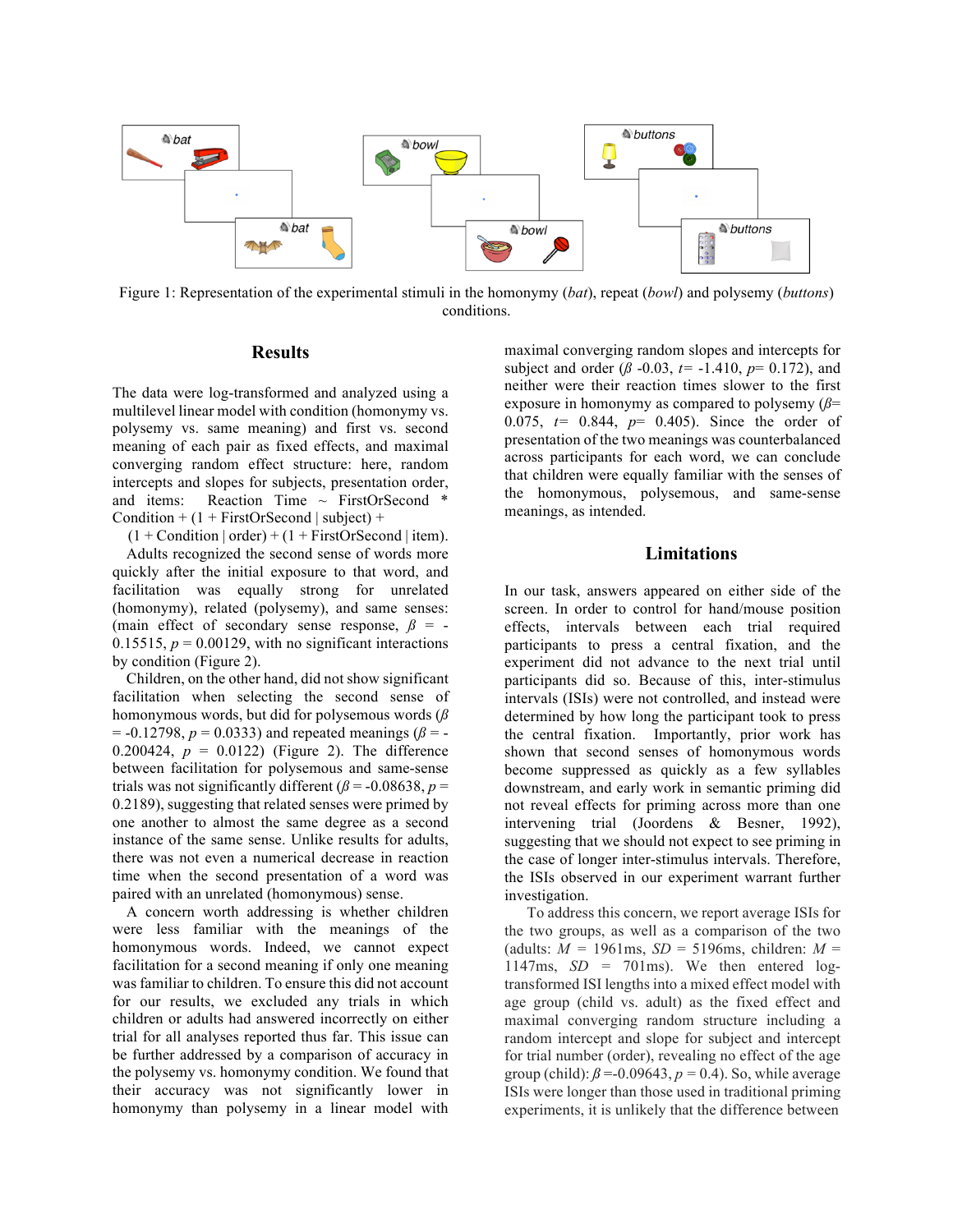Figure 1: Representation of the experimental stimuli in the homonymy (*bat*), repeat (*bowl*) and polysemy (*buttons*) conditions.

## Results

The data were log-transformed and analyzed using a multilevel linear model with condition (homonymy vs. polysemy vs. same meaning) and first vs. second meaning of each pair as fixed effects, and maximal converging random effect structure: here, random intercepts and slopes for subjects, presentation order, and items: Reaction Time ~ FirstOrSecond * Condition + (1 + FirstOrSecond | subject) + (1 + Condition | order) + (1 + FirstOrSecond | item).

Adults recognized the second sense of words more quickly after the initial exposure to that word, and facilitation was equally strong for unrelated (homonymy), related (polysemy), and same senses: (main effect of secondary sense response, $\beta = -0.15515$, $p = 0.00129$, with no significant interactions by condition (Figure 2).

Children, on the other hand, did not show significant facilitation when selecting the second sense of homonymous words, but did for polysemous words ($\beta = -0.12798$, $p = 0.0333$) and repeated meanings ($\beta = -0.200424$, $p = 0.0122$) (Figure 2). The difference between facilitation for polysemous and same-sense trials was not significantly different ($\beta = -0.08638$, $p = 0.2189$), suggesting that related senses were primed by one another to almost the same degree as a second instance of the same sense. Unlike results for adults, there was not even a numerical decrease in reaction time when the second presentation of a word was paired with an unrelated (homonymous) sense.

A concern worth addressing is whether children were less familiar with the meanings of the homonymous words. Indeed, we cannot expect facilitation for a second meaning if only one meaning was familiar to children. To ensure this did not account for our results, we excluded any trials in which children or adults had answered incorrectly on either trial for all analyses reported thus far. This issue can be further addressed by a comparison of accuracy in the polysemy vs. homonymy condition. We found that their accuracy was not significantly lower in homonymy than polysemy in a linear model with maximal converging random slopes and intercepts for subject and order ($\beta$ -0.03, $t$= -1.410, $p$= 0.172), and neither were their reaction times slower to the first exposure in homonymy as compared to polysemy ($\beta$= 0.075, $t$= 0.844, $p$= 0.405). Since the order of presentation of the two meanings was counterbalanced across participants for each word, we can conclude that children were equally familiar with the senses of the homonymous, polysemous, and same-sense meanings, as intended.

## Limitations

In our task, answers appeared on either side of the screen. In order to control for hand/mouse position effects, intervals between each trial required participants to press a central fixation, and the experiment did not advance to the next trial until participants did so. Because of this, inter-stimulus intervals (ISIs) were not controlled, and instead were determined by how long the participant took to press the central fixation. Importantly, prior work has shown that second senses of homonymous words become suppressed as quickly as a few syllables downstream, and early work in semantic priming did not reveal effects for priming across more than one intervening trial (Joordens & Besner, 1992), suggesting that we should not expect to see priming in the case of longer inter-stimulus intervals. Therefore, the ISIs observed in our experiment warrant further investigation.

To address this concern, we report average ISIs for the two groups, as well as a comparison of the two (adults: $M$ = 1961ms, $SD$ = 5196ms, children: $M$ = 1147ms, $SD$ = 701ms). We then entered log-transformed ISI lengths into a mixed effect model with age group (child vs. adult) as the fixed effect and maximal converging random structure including a random intercept and slope for subject and intercept for trial number (order), revealing no effect of the age group (child): $\beta$ =-0.09643, $p$ = 0.4). So, while average ISIs were longer than those used in traditional priming experiments, it is unlikely that the difference between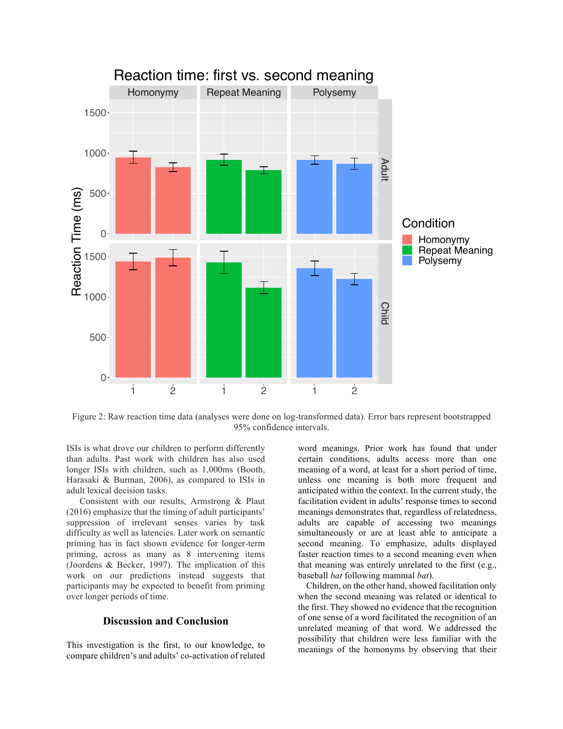Figure 2: Raw reaction time data (analyses were done on log-transformed data). Error bars represent bootstrapped 95% confidence intervals.

ISIs is what drove our children to perform differently than adults. Past work with children has also used longer ISIs with children, such as 1,000ms (Booth, Harasaki & Burman, 2006), as compared to ISIs in adult lexical decision tasks.

Consistent with our results, Armstrong & Plaut (2016) emphasize that the timing of adult participants' suppression of irrelevant senses varies by task difficulty as well as latencies. Later work on semantic priming has in fact shown evidence for longer-term priming, across as many as 8 intervening items (Joordens & Becker, 1997). The implication of this work on our predictions instead suggests that participants may be expected to benefit from priming over longer periods of time.

## Discussion and Conclusion

This investigation is the first, to our knowledge, to compare children's and adults' co-activation of related word meanings. Prior work has found that under certain conditions, adults access more than one meaning of a word, at least for a short period of time, unless one meaning is both more frequent and anticipated within the context. In the current study, the facilitation evident in adults' response times to second meanings demonstrates that, regardless of relatedness, adults are capable of accessing two meanings simultaneously or are at least able to anticipate a second meaning. To emphasize, adults displayed faster reaction times to a second meaning even when that meaning was entirely unrelated to the first (e.g., baseball *bat* following mammal *bat*).

Children, on the other hand, showed facilitation only when the second meaning was related or identical to the first. They showed no evidence that the recognition of one sense of a word facilitated the recognition of an unrelated meaning of that word. We addressed the possibility that children were less familiar with the meanings of the homonyms by observing that their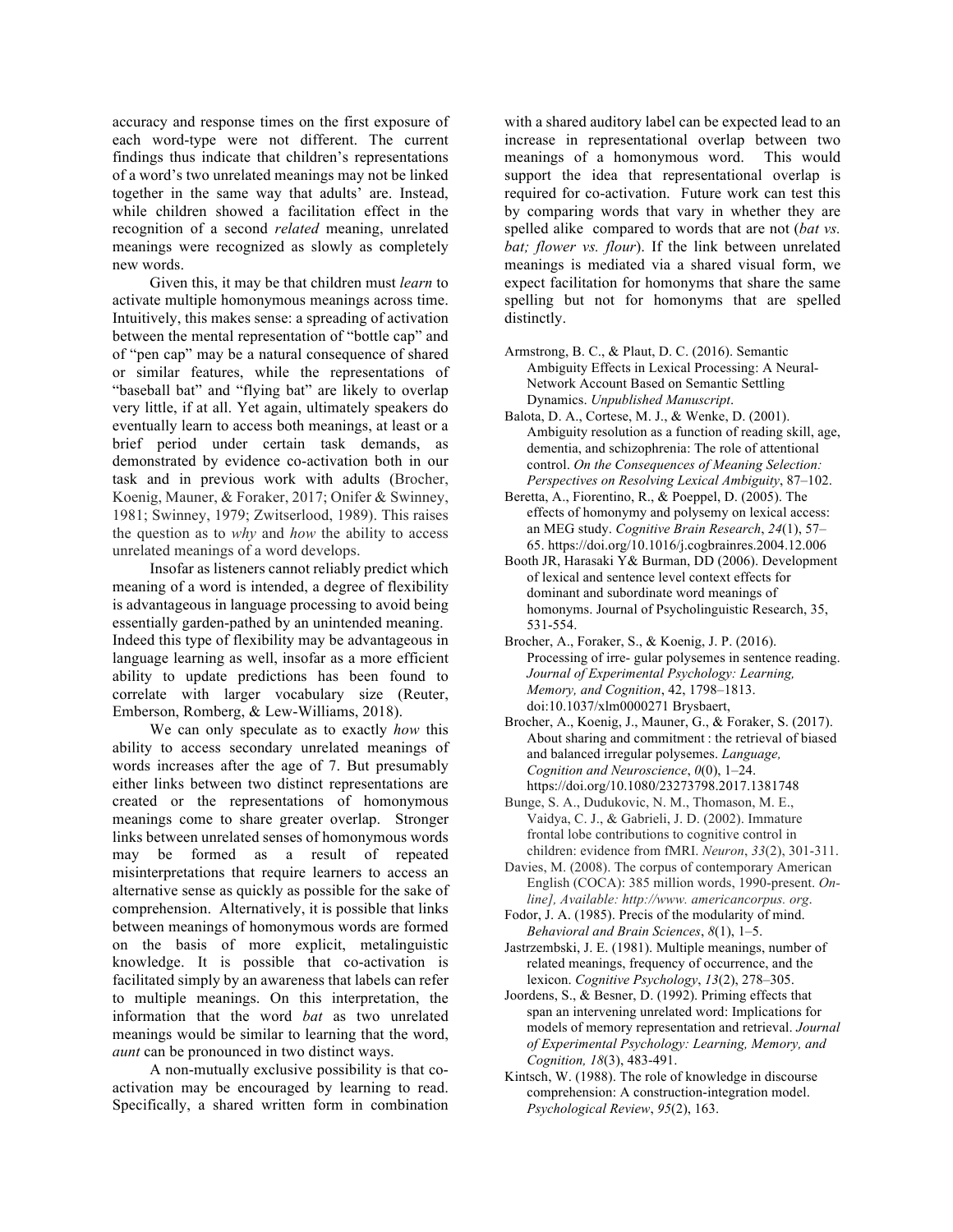accuracy and response times on the first exposure of each word-type were not different. The current findings thus indicate that children's representations of a word's two unrelated meanings may not be linked together in the same way that adults' are. Instead, while children showed a facilitation effect in the recognition of a second *related* meaning, unrelated meanings were recognized as slowly as completely new words.

Given this, it may be that children must *learn* to activate multiple homonymous meanings across time. Intuitively, this makes sense: a spreading of activation between the mental representation of "bottle cap" and of "pen cap" may be a natural consequence of shared or similar features, while the representations of "baseball bat" and "flying bat" are likely to overlap very little, if at all. Yet again, ultimately speakers do eventually learn to access both meanings, at least or a brief period under certain task demands, as demonstrated by evidence co-activation both in our task and in previous work with adults (Brocher, Koenig, Mauner, & Foraker, 2017; Onifer & Swinney, 1981; Swinney, 1979; Zwitserlood, 1989). This raises the question as to *why* and *how* the ability to access unrelated meanings of a word develops.

Insofar as listeners cannot reliably predict which meaning of a word is intended, a degree of flexibility is advantageous in language processing to avoid being essentially garden-pathed by an unintended meaning. Indeed this type of flexibility may be advantageous in language learning as well, insofar as a more efficient ability to update predictions has been found to correlate with larger vocabulary size (Reuter, Emberson, Romberg, & Lew-Williams, 2018).

We can only speculate as to exactly *how* this ability to access secondary unrelated meanings of words increases after the age of 7. But presumably either links between two distinct representations are created or the representations of homonymous meanings come to share greater overlap. Stronger links between unrelated senses of homonymous words may be formed as a result of repeated misinterpretations that require learners to access an alternative sense as quickly as possible for the sake of comprehension. Alternatively, it is possible that links between meanings of homonymous words are formed on the basis of more explicit, metalinguistic knowledge. It is possible that co-activation is facilitated simply by an awareness that labels can refer to multiple meanings. On this interpretation, the information that the word *bat* as two unrelated meanings would be similar to learning that the word, *aunt* can be pronounced in two distinct ways.

A non-mutually exclusive possibility is that co-activation may be encouraged by learning to read. Specifically, a shared written form in combination with a shared auditory label can be expected lead to an increase in representational overlap between two meanings of a homonymous word. This would support the idea that representational overlap is required for co-activation. Future work can test this by comparing words that vary in whether they are spelled alike compared to words that are not (*bat vs. bat; flower vs. flour*). If the link between unrelated meanings is mediated via a shared visual form, we expect facilitation for homonyms that share the same spelling but not for homonyms that are spelled distinctly.

Armstrong, B. C., & Plaut, D. C. (2016). Semantic Ambiguity Effects in Lexical Processing: A Neural-Network Account Based on Semantic Settling Dynamics. *Unpublished Manuscript*.

Balota, D. A., Cortese, M. J., & Wenke, D. (2001). Ambiguity resolution as a function of reading skill, age, dementia, and schizophrenia: The role of attentional control. *On the Consequences of Meaning Selection: Perspectives on Resolving Lexical Ambiguity*, 87–102.

Beretta, A., Fiorentino, R., & Poeppel, D. (2005). The effects of homonymy and polysemy on lexical access: an MEG study. *Cognitive Brain Research*, *24*(1), 57–65. https://doi.org/10.1016/j.cogbrainres.2004.12.006

Booth JR, Harasaki Y& Burman, DD (2006). Development of lexical and sentence level context effects for dominant and subordinate word meanings of homonyms. Journal of Psycholinguistic Research, 35, 531-554.

Brocher, A., Foraker, S., & Koenig, J. P. (2016). Processing of irre- gular polysemes in sentence reading. *Journal of Experimental Psychology: Learning, Memory, and Cognition*, 42, 1798–1813. doi:10.1037/xlm0000271 Brysbaert,

Brocher, A., Koenig, J., Mauner, G., & Foraker, S. (2017). About sharing and commitment : the retrieval of biased and balanced irregular polysemes. *Language, Cognition and Neuroscience*, *0*(0), 1–24. https://doi.org/10.1080/23273798.2017.1381748

Bunge, S. A., Dudukovic, N. M., Thomason, M. E., Vaidya, C. J., & Gabrieli, J. D. (2002). Immature frontal lobe contributions to cognitive control in children: evidence from fMRI. *Neuron*, *33*(2), 301-311.

Davies, M. (2008). The corpus of contemporary American English (COCA): 385 million words, 1990-present. *On-line], Available: http://www. americancorpus. org*.

Fodor, J. A. (1985). Precis of the modularity of mind. *Behavioral and Brain Sciences*, *8*(1), 1–5.

Jastrzembski, J. E. (1981). Multiple meanings, number of related meanings, frequency of occurrence, and the lexicon. *Cognitive Psychology*, *13*(2), 278–305.

Joordens, S., & Besner, D. (1992). Priming effects that span an intervening unrelated word: Implications for models of memory representation and retrieval. *Journal of Experimental Psychology: Learning, Memory, and Cognition, 18*(3), 483-491.

Kintsch, W. (1988). The role of knowledge in discourse comprehension: A construction-integration model. *Psychological Review*, *95*(2), 163.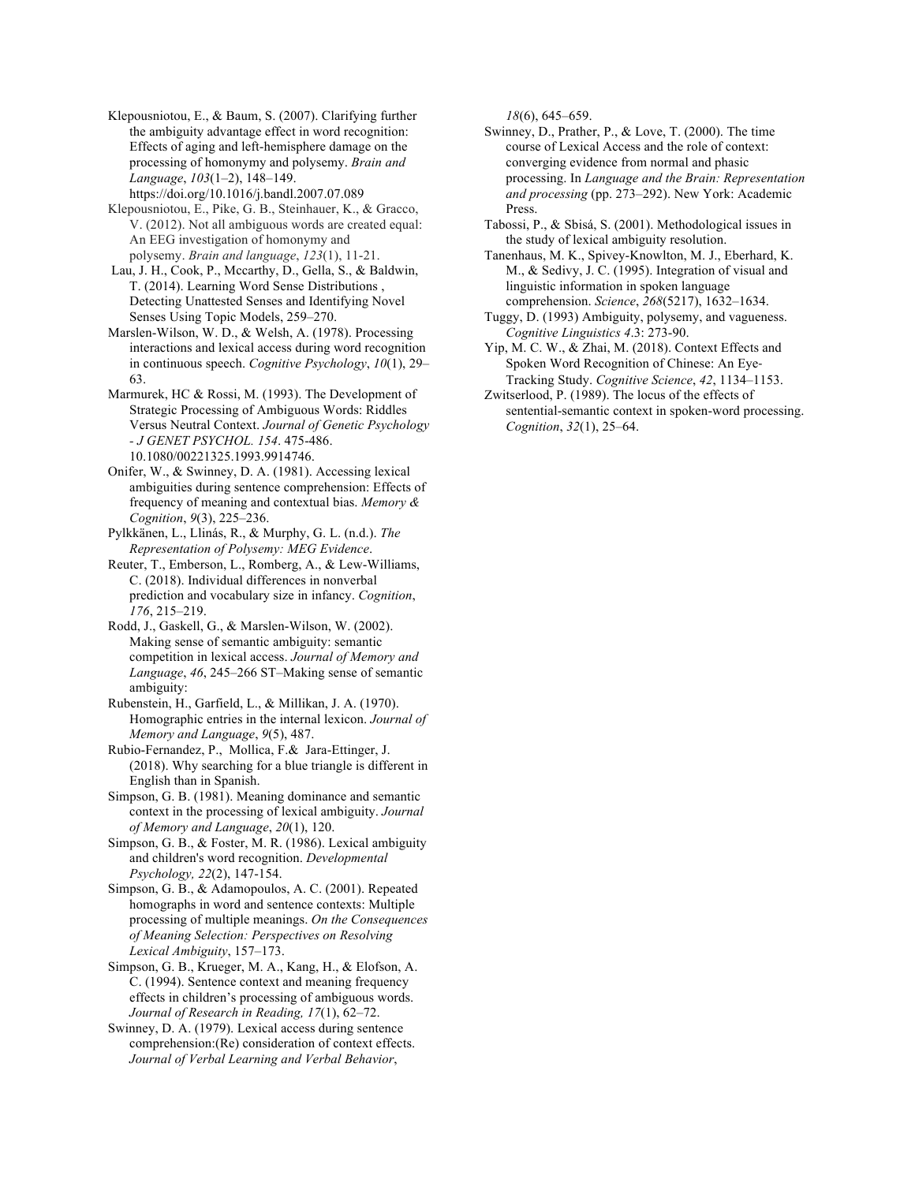Klepousniotou, E., & Baum, S. (2007). Clarifying further the ambiguity advantage effect in word recognition: Effects of aging and left-hemisphere damage on the processing of homonymy and polysemy. *Brain and Language*, *103*(1–2), 148–149. https://doi.org/10.1016/j.bandl.2007.07.089

Klepousniotou, E., Pike, G. B., Steinhauer, K., & Gracco, V. (2012). Not all ambiguous words are created equal: An EEG investigation of homonymy and polysemy. *Brain and language*, *123*(1), 11-21.

Lau, J. H., Cook, P., Mccarthy, D., Gella, S., & Baldwin, T. (2014). Learning Word Sense Distributions , Detecting Unattested Senses and Identifying Novel Senses Using Topic Models, 259–270.

Marslen-Wilson, W. D., & Welsh, A. (1978). Processing interactions and lexical access during word recognition in continuous speech. *Cognitive Psychology*, *10*(1), 29–63.

Marmurek, HC & Rossi, M. (1993). The Development of Strategic Processing of Ambiguous Words: Riddles Versus Neutral Context. *Journal of Genetic Psychology - J GENET PSYCHOL. 154*. 475-486. 10.1080/00221325.1993.9914746.

Onifer, W., & Swinney, D. A. (1981). Accessing lexical ambiguities during sentence comprehension: Effects of frequency of meaning and contextual bias. *Memory & Cognition*, *9*(3), 225–236.

Pylkkänen, L., Llinás, R., & Murphy, G. L. (n.d.). *The Representation of Polysemy: MEG Evidence*.

Reuter, T., Emberson, L., Romberg, A., & Lew-Williams, C. (2018). Individual differences in nonverbal prediction and vocabulary size in infancy. *Cognition*, *176*, 215–219.

Rodd, J., Gaskell, G., & Marslen-Wilson, W. (2002). Making sense of semantic ambiguity: semantic competition in lexical access. *Journal of Memory and Language*, *46*, 245–266 ST–Making sense of semantic ambiguity:

Rubenstein, H., Garfield, L., & Millikan, J. A. (1970). Homographic entries in the internal lexicon. *Journal of Memory and Language*, *9*(5), 487.

Rubio-Fernandez, P., Mollica, F.& Jara-Ettinger, J. (2018). Why searching for a blue triangle is different in English than in Spanish.

Simpson, G. B. (1981). Meaning dominance and semantic context in the processing of lexical ambiguity. *Journal of Memory and Language*, *20*(1), 120.

Simpson, G. B., & Foster, M. R. (1986). Lexical ambiguity and children's word recognition. *Developmental Psychology, 22*(2), 147-154.

Simpson, G. B., & Adamopoulos, A. C. (2001). Repeated homographs in word and sentence contexts: Multiple processing of multiple meanings. *On the Consequences of Meaning Selection: Perspectives on Resolving Lexical Ambiguity*, 157–173.

Simpson, G. B., Krueger, M. A., Kang, H., & Elofson, A. C. (1994). Sentence context and meaning frequency effects in children's processing of ambiguous words. *Journal of Research in Reading, 17*(1), 62–72.

Swinney, D. A. (1979). Lexical access during sentence comprehension:(Re) consideration of context effects. *Journal of Verbal Learning and Verbal Behavior*, *18*(6), 645–659.

Swinney, D., Prather, P., & Love, T. (2000). The time course of Lexical Access and the role of context: converging evidence from normal and phasic processing. In *Language and the Brain: Representation and processing* (pp. 273–292). New York: Academic Press.

Tabossi, P., & Sbisá, S. (2001). Methodological issues in the study of lexical ambiguity resolution.

Tanenhaus, M. K., Spivey-Knowlton, M. J., Eberhard, K. M., & Sedivy, J. C. (1995). Integration of visual and linguistic information in spoken language comprehension. *Science*, *268*(5217), 1632–1634.

Tuggy, D. (1993) Ambiguity, polysemy, and vagueness. *Cognitive Linguistics 4*.3: 273-90.

Yip, M. C. W., & Zhai, M. (2018). Context Effects and Spoken Word Recognition of Chinese: An Eye-Tracking Study. *Cognitive Science*, *42*, 1134–1153.

Zwitserlood, P. (1989). The locus of the effects of sentential-semantic context in spoken-word processing. *Cognition*, *32*(1), 25–64.